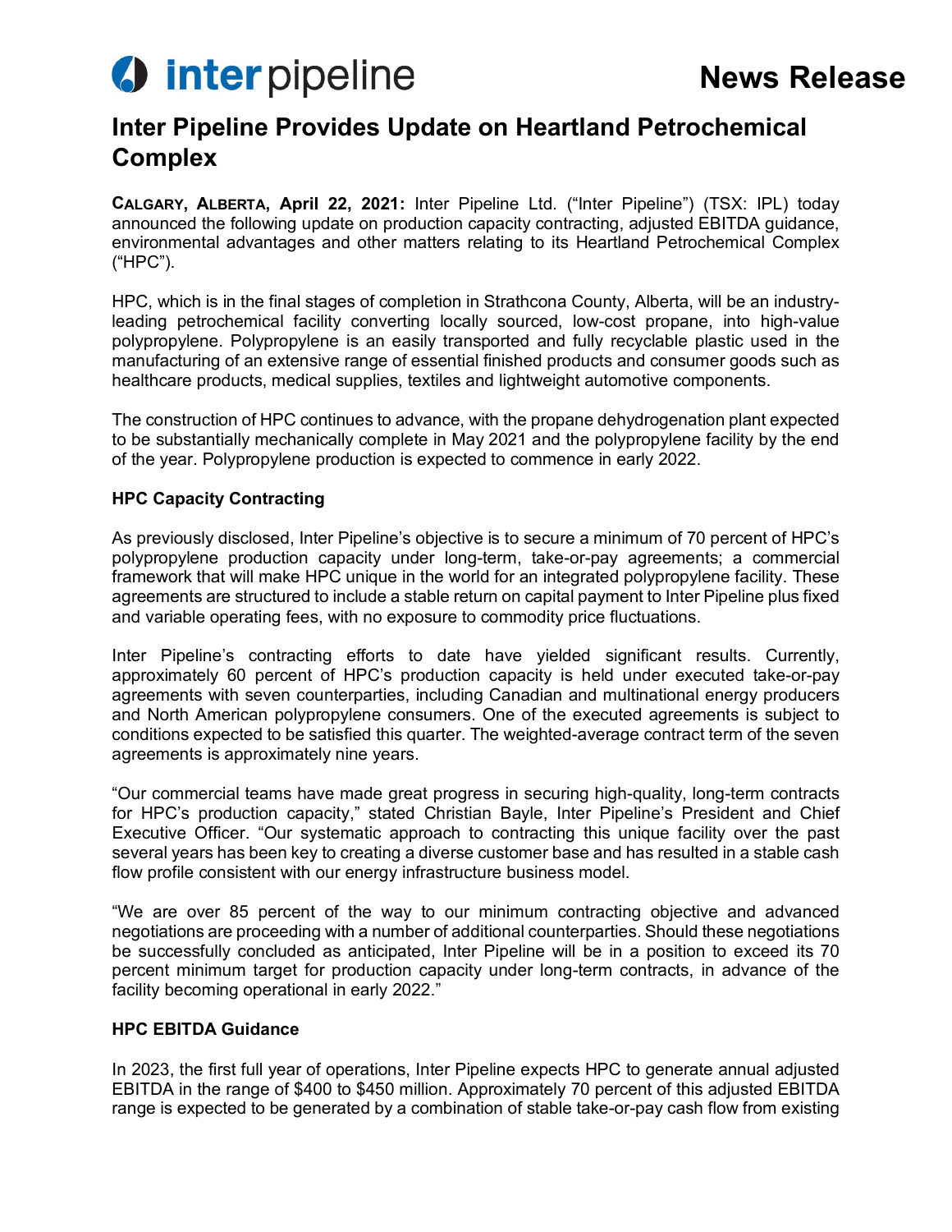inter pipeline

# News Release

# Inter Pipeline Provides Update on Heartland Petrochemical Complex

**CALGARY, ALBERTA, April 22, 2021:** Inter Pipeline Ltd. ("Inter Pipeline") (TSX: IPL) today announced the following update on production capacity contracting, adjusted EBITDA guidance, environmental advantages and other matters relating to its Heartland Petrochemical Complex ("HPC").

HPC, which is in the final stages of completion in Strathcona County, Alberta, will be an industry-leading petrochemical facility converting locally sourced, low-cost propane, into high-value polypropylene. Polypropylene is an easily transported and fully recyclable plastic used in the manufacturing of an extensive range of essential finished products and consumer goods such as healthcare products, medical supplies, textiles and lightweight automotive components.

The construction of HPC continues to advance, with the propane dehydrogenation plant expected to be substantially mechanically complete in May 2021 and the polypropylene facility by the end of the year. Polypropylene production is expected to commence in early 2022.

**HPC Capacity Contracting**

As previously disclosed, Inter Pipeline's objective is to secure a minimum of 70 percent of HPC's polypropylene production capacity under long-term, take-or-pay agreements; a commercial framework that will make HPC unique in the world for an integrated polypropylene facility. These agreements are structured to include a stable return on capital payment to Inter Pipeline plus fixed and variable operating fees, with no exposure to commodity price fluctuations.

Inter Pipeline's contracting efforts to date have yielded significant results. Currently, approximately 60 percent of HPC's production capacity is held under executed take-or-pay agreements with seven counterparties, including Canadian and multinational energy producers and North American polypropylene consumers. One of the executed agreements is subject to conditions expected to be satisfied this quarter. The weighted-average contract term of the seven agreements is approximately nine years.

"Our commercial teams have made great progress in securing high-quality, long-term contracts for HPC's production capacity," stated Christian Bayle, Inter Pipeline's President and Chief Executive Officer. "Our systematic approach to contracting this unique facility over the past several years has been key to creating a diverse customer base and has resulted in a stable cash flow profile consistent with our energy infrastructure business model.

"We are over 85 percent of the way to our minimum contracting objective and advanced negotiations are proceeding with a number of additional counterparties. Should these negotiations be successfully concluded as anticipated, Inter Pipeline will be in a position to exceed its 70 percent minimum target for production capacity under long-term contracts, in advance of the facility becoming operational in early 2022."

**HPC EBITDA Guidance**

In 2023, the first full year of operations, Inter Pipeline expects HPC to generate annual adjusted EBITDA in the range of $400 to $450 million. Approximately 70 percent of this adjusted EBITDA range is expected to be generated by a combination of stable take-or-pay cash flow from existing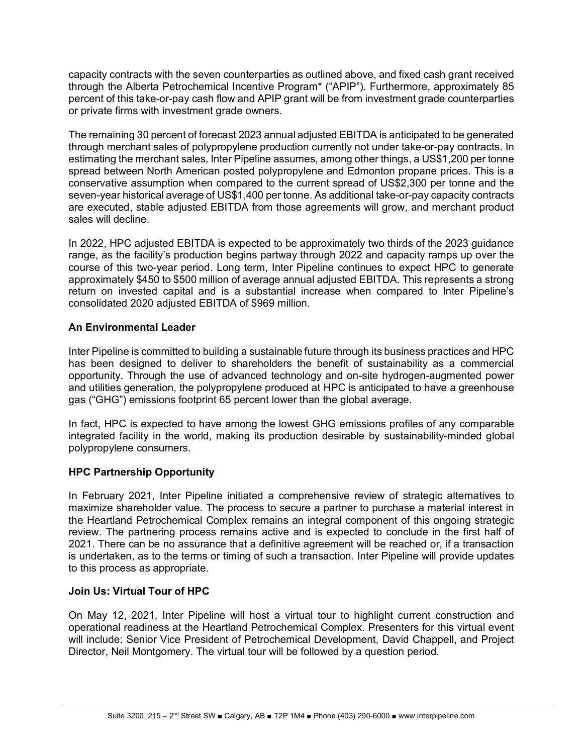capacity contracts with the seven counterparties as outlined above, and fixed cash grant received through the Alberta Petrochemical Incentive Program* ("APIP"). Furthermore, approximately 85 percent of this take-or-pay cash flow and APIP grant will be from investment grade counterparties or private firms with investment grade owners.

The remaining 30 percent of forecast 2023 annual adjusted EBITDA is anticipated to be generated through merchant sales of polypropylene production currently not under take-or-pay contracts. In estimating the merchant sales, Inter Pipeline assumes, among other things, a US$1,200 per tonne spread between North American posted polypropylene and Edmonton propane prices. This is a conservative assumption when compared to the current spread of US$2,300 per tonne and the seven-year historical average of US$1,400 per tonne. As additional take-or-pay capacity contracts are executed, stable adjusted EBITDA from those agreements will grow, and merchant product sales will decline.

In 2022, HPC adjusted EBITDA is expected to be approximately two thirds of the 2023 guidance range, as the facility's production begins partway through 2022 and capacity ramps up over the course of this two-year period. Long term, Inter Pipeline continues to expect HPC to generate approximately $450 to $500 million of average annual adjusted EBITDA. This represents a strong return on invested capital and is a substantial increase when compared to Inter Pipeline's consolidated 2020 adjusted EBITDA of $969 million.

**An Environmental Leader**

Inter Pipeline is committed to building a sustainable future through its business practices and HPC has been designed to deliver to shareholders the benefit of sustainability as a commercial opportunity. Through the use of advanced technology and on-site hydrogen-augmented power and utilities generation, the polypropylene produced at HPC is anticipated to have a greenhouse gas ("GHG") emissions footprint 65 percent lower than the global average.

In fact, HPC is expected to have among the lowest GHG emissions profiles of any comparable integrated facility in the world, making its production desirable by sustainability-minded global polypropylene consumers.

**HPC Partnership Opportunity**

In February 2021, Inter Pipeline initiated a comprehensive review of strategic alternatives to maximize shareholder value. The process to secure a partner to purchase a material interest in the Heartland Petrochemical Complex remains an integral component of this ongoing strategic review. The partnering process remains active and is expected to conclude in the first half of 2021. There can be no assurance that a definitive agreement will be reached or, if a transaction is undertaken, as to the terms or timing of such a transaction. Inter Pipeline will provide updates to this process as appropriate.

**Join Us: Virtual Tour of HPC**

On May 12, 2021, Inter Pipeline will host a virtual tour to highlight current construction and operational readiness at the Heartland Petrochemical Complex. Presenters for this virtual event will include: Senior Vice President of Petrochemical Development, David Chappell, and Project Director, Neil Montgomery. The virtual tour will be followed by a question period.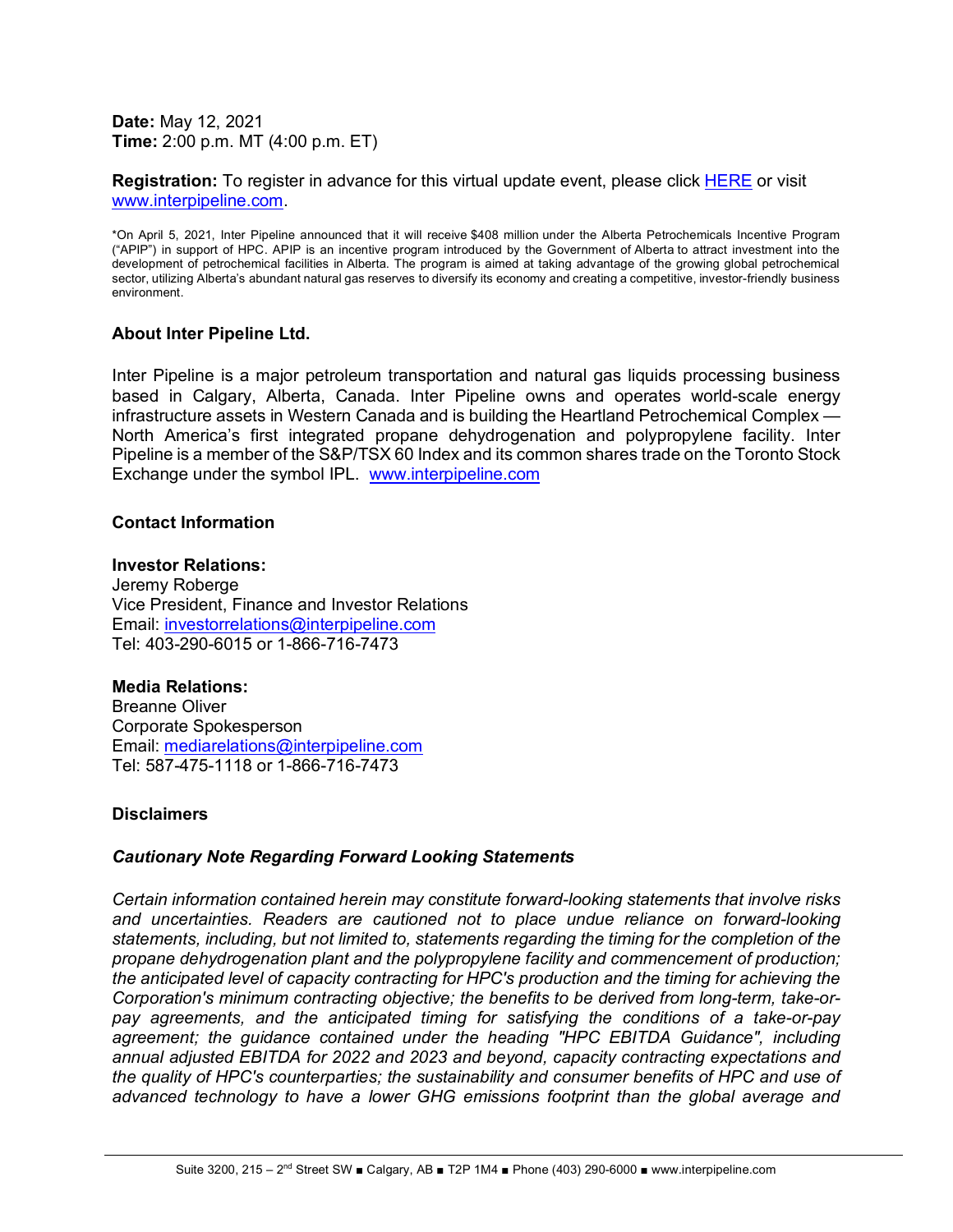**Date:** May 12, 2021
**Time:** 2:00 p.m. MT (4:00 p.m. ET)

**Registration:** To register in advance for this virtual update event, please click HERE or visit www.interpipeline.com.

*On April 5, 2021, Inter Pipeline announced that it will receive $408 million under the Alberta Petrochemicals Incentive Program ("APIP") in support of HPC. APIP is an incentive program introduced by the Government of Alberta to attract investment into the development of petrochemical facilities in Alberta. The program is aimed at taking advantage of the growing global petrochemical sector, utilizing Alberta's abundant natural gas reserves to diversify its economy and creating a competitive, investor-friendly business environment.

### About Inter Pipeline Ltd.

Inter Pipeline is a major petroleum transportation and natural gas liquids processing business based in Calgary, Alberta, Canada. Inter Pipeline owns and operates world-scale energy infrastructure assets in Western Canada and is building the Heartland Petrochemical Complex — North America's first integrated propane dehydrogenation and polypropylene facility. Inter Pipeline is a member of the S&P/TSX 60 Index and its common shares trade on the Toronto Stock Exchange under the symbol IPL. www.interpipeline.com

### Contact Information

**Investor Relations:**
Jeremy Roberge
Vice President, Finance and Investor Relations
Email: investorrelations@interpipeline.com
Tel: 403-290-6015 or 1-866-716-7473

**Media Relations:**
Breanne Oliver
Corporate Spokesperson
Email: mediarelations@interpipeline.com
Tel: 587-475-1118 or 1-866-716-7473

### Disclaimers

#### *Cautionary Note Regarding Forward Looking Statements*

*Certain information contained herein may constitute forward-looking statements that involve risks and uncertainties. Readers are cautioned not to place undue reliance on forward-looking statements, including, but not limited to, statements regarding the timing for the completion of the propane dehydrogenation plant and the polypropylene facility and commencement of production; the anticipated level of capacity contracting for HPC's production and the timing for achieving the Corporation's minimum contracting objective; the benefits to be derived from long-term, take-or-pay agreements, and the anticipated timing for satisfying the conditions of a take-or-pay agreement; the guidance contained under the heading "HPC EBITDA Guidance", including annual adjusted EBITDA for 2022 and 2023 and beyond, capacity contracting expectations and the quality of HPC's counterparties; the sustainability and consumer benefits of HPC and use of advanced technology to have a lower GHG emissions footprint than the global average and*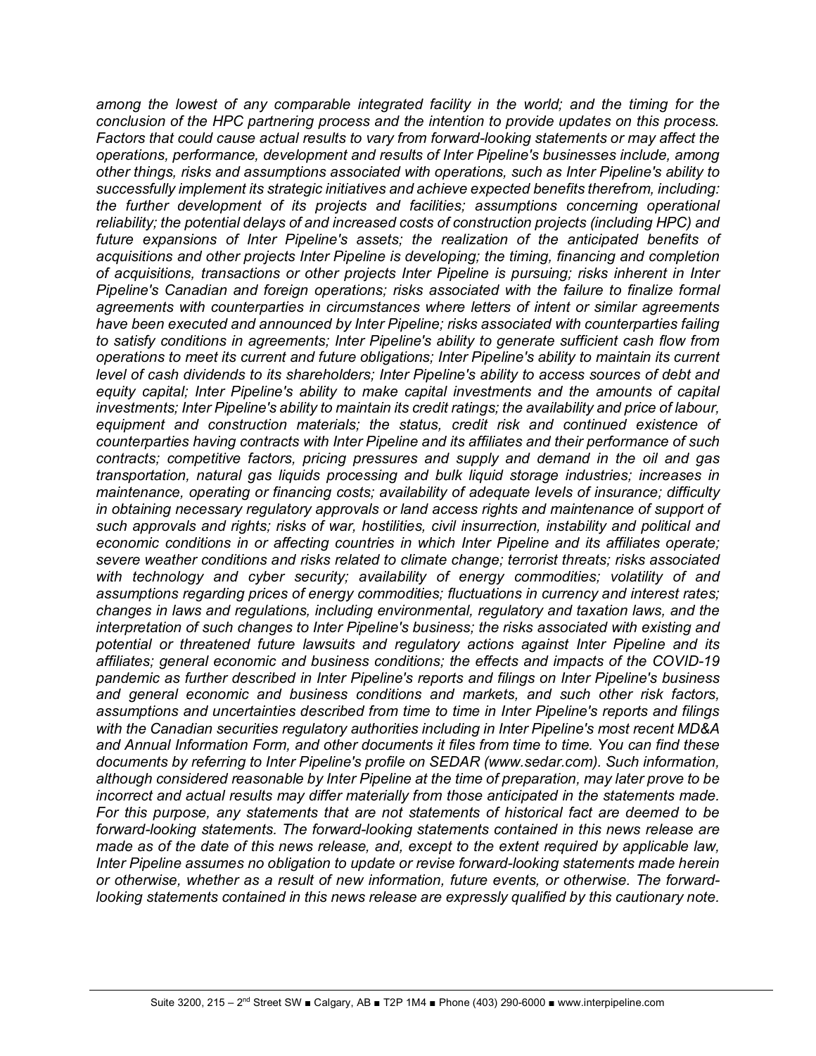*among the lowest of any comparable integrated facility in the world; and the timing for the conclusion of the HPC partnering process and the intention to provide updates on this process. Factors that could cause actual results to vary from forward-looking statements or may affect the operations, performance, development and results of Inter Pipeline's businesses include, among other things, risks and assumptions associated with operations, such as Inter Pipeline's ability to successfully implement its strategic initiatives and achieve expected benefits therefrom, including: the further development of its projects and facilities; assumptions concerning operational reliability; the potential delays of and increased costs of construction projects (including HPC) and future expansions of Inter Pipeline's assets; the realization of the anticipated benefits of acquisitions and other projects Inter Pipeline is developing; the timing, financing and completion of acquisitions, transactions or other projects Inter Pipeline is pursuing; risks inherent in Inter Pipeline's Canadian and foreign operations; risks associated with the failure to finalize formal agreements with counterparties in circumstances where letters of intent or similar agreements have been executed and announced by Inter Pipeline; risks associated with counterparties failing to satisfy conditions in agreements; Inter Pipeline's ability to generate sufficient cash flow from operations to meet its current and future obligations; Inter Pipeline's ability to maintain its current level of cash dividends to its shareholders; Inter Pipeline's ability to access sources of debt and equity capital; Inter Pipeline's ability to make capital investments and the amounts of capital investments; Inter Pipeline's ability to maintain its credit ratings; the availability and price of labour, equipment and construction materials; the status, credit risk and continued existence of counterparties having contracts with Inter Pipeline and its affiliates and their performance of such contracts; competitive factors, pricing pressures and supply and demand in the oil and gas transportation, natural gas liquids processing and bulk liquid storage industries; increases in maintenance, operating or financing costs; availability of adequate levels of insurance; difficulty in obtaining necessary regulatory approvals or land access rights and maintenance of support of such approvals and rights; risks of war, hostilities, civil insurrection, instability and political and economic conditions in or affecting countries in which Inter Pipeline and its affiliates operate; severe weather conditions and risks related to climate change; terrorist threats; risks associated with technology and cyber security; availability of energy commodities; volatility of and assumptions regarding prices of energy commodities; fluctuations in currency and interest rates; changes in laws and regulations, including environmental, regulatory and taxation laws, and the interpretation of such changes to Inter Pipeline's business; the risks associated with existing and potential or threatened future lawsuits and regulatory actions against Inter Pipeline and its affiliates; general economic and business conditions; the effects and impacts of the COVID-19 pandemic as further described in Inter Pipeline's reports and filings on Inter Pipeline's business and general economic and business conditions and markets, and such other risk factors, assumptions and uncertainties described from time to time in Inter Pipeline's reports and filings with the Canadian securities regulatory authorities including in Inter Pipeline's most recent MD&A and Annual Information Form, and other documents it files from time to time. You can find these documents by referring to Inter Pipeline's profile on SEDAR (www.sedar.com). Such information, although considered reasonable by Inter Pipeline at the time of preparation, may later prove to be incorrect and actual results may differ materially from those anticipated in the statements made. For this purpose, any statements that are not statements of historical fact are deemed to be forward-looking statements. The forward-looking statements contained in this news release are made as of the date of this news release, and, except to the extent required by applicable law, Inter Pipeline assumes no obligation to update or revise forward-looking statements made herein or otherwise, whether as a result of new information, future events, or otherwise. The forward-looking statements contained in this news release are expressly qualified by this cautionary note.*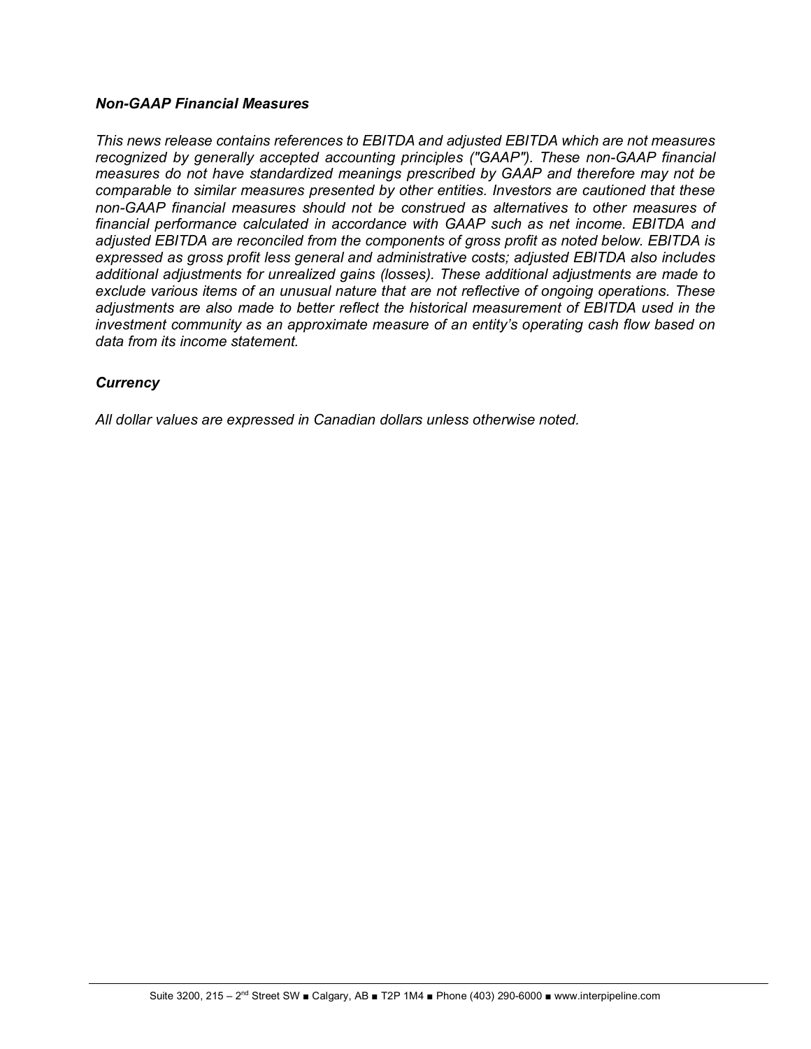***Non-GAAP Financial Measures***

*This news release contains references to EBITDA and adjusted EBITDA which are not measures recognized by generally accepted accounting principles ("GAAP"). These non-GAAP financial measures do not have standardized meanings prescribed by GAAP and therefore may not be comparable to similar measures presented by other entities. Investors are cautioned that these non-GAAP financial measures should not be construed as alternatives to other measures of financial performance calculated in accordance with GAAP such as net income. EBITDA and adjusted EBITDA are reconciled from the components of gross profit as noted below. EBITDA is expressed as gross profit less general and administrative costs; adjusted EBITDA also includes additional adjustments for unrealized gains (losses). These additional adjustments are made to exclude various items of an unusual nature that are not reflective of ongoing operations. These adjustments are also made to better reflect the historical measurement of EBITDA used in the investment community as an approximate measure of an entity's operating cash flow based on data from its income statement.*

***Currency***

*All dollar values are expressed in Canadian dollars unless otherwise noted.*